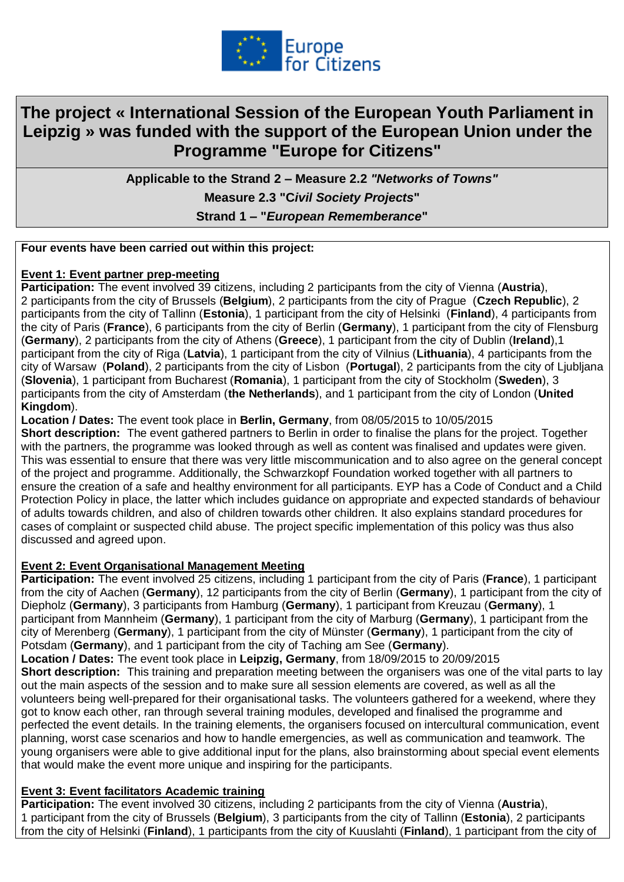Europe for Citizens

# The project « International Session of the European Youth Parliament in Leipzig » was funded with the support of the European Union under the Programme "Europe for Citizens"

**Applicable to the Strand 2 – Measure 2.2 *"Networks of Towns"***

**Measure 2.3 "C*ivil Society Projects*"**

**Strand 1 – "*European Rememberance*"**

**Four events have been carried out within this project:**

**Event 1: Event partner prep-meeting**

**Participation:** The event involved 39 citizens, including 2 participants from the city of Vienna (**Austria**), 2 participants from the city of Brussels (**Belgium**), 2 participants from the city of Prague (**Czech Republic**), 2 participants from the city of Tallinn (**Estonia**), 1 participant from the city of Helsinki (**Finland**), 4 participants from the city of Paris (**France**), 6 participants from the city of Berlin (**Germany**), 1 participant from the city of Flensburg (**Germany**), 2 participants from the city of Athens (**Greece**), 1 participant from the city of Dublin (**Ireland**),1 participant from the city of Riga (**Latvia**), 1 participant from the city of Vilnius (**Lithuania**), 4 participants from the city of Warsaw (**Poland**), 2 participants from the city of Lisbon (**Portugal**), 2 participants from the city of Ljubljana (**Slovenia**), 1 participant from Bucharest (**Romania**), 1 participant from the city of Stockholm (**Sweden**), 3 participants from the city of Amsterdam (**the Netherlands**), and 1 participant from the city of London (**United Kingdom**).

**Location / Dates:** The event took place in **Berlin, Germany**, from 08/05/2015 to 10/05/2015

**Short description:** The event gathered partners to Berlin in order to finalise the plans for the project. Together with the partners, the programme was looked through as well as content was finalised and updates were given. This was essential to ensure that there was very little miscommunication and to also agree on the general concept of the project and programme. Additionally, the Schwarzkopf Foundation worked together with all partners to ensure the creation of a safe and healthy environment for all participants. EYP has a Code of Conduct and a Child Protection Policy in place, the latter which includes guidance on appropriate and expected standards of behaviour of adults towards children, and also of children towards other children. It also explains standard procedures for cases of complaint or suspected child abuse. The project specific implementation of this policy was thus also discussed and agreed upon.

**Event 2: Event Organisational Management Meeting**

**Participation:** The event involved 25 citizens, including 1 participant from the city of Paris (**France**), 1 participant from the city of Aachen (**Germany**), 12 participants from the city of Berlin (**Germany**), 1 participant from the city of Diepholz (**Germany**), 3 participants from Hamburg (**Germany**), 1 participant from Kreuzau (**Germany**), 1 participant from Mannheim (**Germany**), 1 participant from the city of Marburg (**Germany**), 1 participant from the city of Merenberg (**Germany**), 1 participant from the city of Münster (**Germany**), 1 participant from the city of Potsdam (**Germany**), and 1 participant from the city of Taching am See (**Germany**).

**Location / Dates:** The event took place in **Leipzig, Germany**, from 18/09/2015 to 20/09/2015

**Short description:** This training and preparation meeting between the organisers was one of the vital parts to lay out the main aspects of the session and to make sure all session elements are covered, as well as all the volunteers being well-prepared for their organisational tasks. The volunteers gathered for a weekend, where they got to know each other, ran through several training modules, developed and finalised the programme and perfected the event details. In the training elements, the organisers focused on intercultural communication, event planning, worst case scenarios and how to handle emergencies, as well as communication and teamwork. The young organisers were able to give additional input for the plans, also brainstorming about special event elements that would make the event more unique and inspiring for the participants.

**Event 3: Event facilitators Academic training**

**Participation:** The event involved 30 citizens, including 2 participants from the city of Vienna (**Austria**), 1 participant from the city of Brussels (**Belgium**), 3 participants from the city of Tallinn (**Estonia**), 2 participants from the city of Helsinki (**Finland**), 1 participants from the city of Kuuslahti (**Finland**), 1 participant from the city of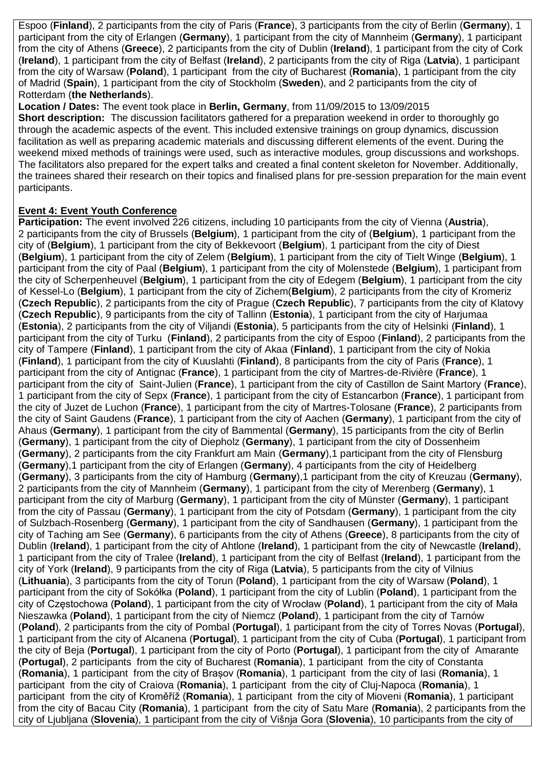Espoo (**Finland**), 2 participants from the city of Paris (**France**), 3 participants from the city of Berlin (**Germany**), 1 participant from the city of Erlangen (**Germany**), 1 participant from the city of Mannheim (**Germany**), 1 participant from the city of Athens (**Greece**), 2 participants from the city of Dublin (**Ireland**), 1 participant from the city of Cork (**Ireland**), 1 participant from the city of Belfast (**Ireland**), 2 participants from the city of Riga (**Latvia**), 1 participant from the city of Warsaw (**Poland**), 1 participant from the city of Bucharest (**Romania**), 1 participant from the city of Madrid (**Spain**), 1 participant from the city of Stockholm (**Sweden**), and 2 participants from the city of Rotterdam (**the Netherlands**).

**Location / Dates:** The event took place in **Berlin, Germany**, from 11/09/2015 to 13/09/2015

**Short description:** The discussion facilitators gathered for a preparation weekend in order to thoroughly go through the academic aspects of the event. This included extensive trainings on group dynamics, discussion facilitation as well as preparing academic materials and discussing different elements of the event. During the weekend mixed methods of trainings were used, such as interactive modules, group discussions and workshops. The facilitators also prepared for the expert talks and created a final content skeleton for November. Additionally, the trainees shared their research on their topics and finalised plans for pre-session preparation for the main event participants.

**Event 4: Event Youth Conference**

**Participation:** The event involved 226 citizens, including 10 participants from the city of Vienna (**Austria**), 2 participants from the city of Brussels (**Belgium**), 1 participant from the city of (**Belgium**), 1 participant from the city of (**Belgium**), 1 participant from the city of Bekkevoort (**Belgium**), 1 participant from the city of Diest (**Belgium**), 1 participant from the city of Zelem (**Belgium**), 1 participant from the city of Tielt Winge (**Belgium**), 1 participant from the city of Paal (**Belgium**), 1 participant from the city of Molenstede (**Belgium**), 1 participant from the city of Scherpenheuvel (**Belgium**), 1 participant from the city of Edegem (**Belgium**), 1 participant from the city of Kessel-Lo (**Belgium**), 1 participant from the city of Zichem(**Belgium**), 2 participants from the city of Kromeriz (**Czech Republic**), 2 participants from the city of Prague (**Czech Republic**), 7 participants from the city of Klatovy (**Czech Republic**), 9 participants from the city of Tallinn (**Estonia**), 1 participant from the city of Harjumaa (**Estonia**), 2 participants from the city of Viljandi (**Estonia**), 5 participants from the city of Helsinki (**Finland**), 1 participant from the city of Turku (**Finland**), 2 participants from the city of Espoo (**Finland**), 2 participants from the city of Tampere (**Finland**), 1 participant from the city of Akaa (**Finland**), 1 participant from the city of Nokia (**Finland**), 1 participant from the city of Kuuslahti (**Finland**), 8 participants from the city of Paris (**France**), 1 participant from the city of Antignac (**France**), 1 participant from the city of Martres-de-Rivière (**France**), 1 participant from the city of Saint-Julien (**France**), 1 participant from the city of Castillon de Saint Martory (**France**), 1 participant from the city of Sepx (**France**), 1 participant from the city of Estancarbon (**France**), 1 participant from the city of Juzet de Luchon (**France**), 1 participant from the city of Martres-Tolosane (**France**), 2 participants from the city of Saint Gaudens (**France**), 1 participant from the city of Aachen (**Germany**), 1 participant from the city of Ahaus (**Germany**), 1 participant from the city of Bammental (**Germany**), 15 participants from the city of Berlin (**Germany**), 1 participant from the city of Diepholz (**Germany**), 1 participant from the city of Dossenheim (**Germany**), 2 participants from the city Frankfurt am Main (**Germany**),1 participant from the city of Flensburg (**Germany**),1 participant from the city of Erlangen (**Germany**), 4 participants from the city of Heidelberg (**Germany**), 3 participants from the city of Hamburg (**Germany**),1 participant from the city of Kreuzau (**Germany**), 2 participants from the city of Mannheim (**Germany**), 1 participant from the city of Merenberg (**Germany**), 1 participant from the city of Marburg (**Germany**), 1 participant from the city of Münster (**Germany**), 1 participant from the city of Passau (**Germany**), 1 participant from the city of Potsdam (**Germany**), 1 participant from the city of Sulzbach-Rosenberg (**Germany**), 1 participant from the city of Sandhausen (**Germany**), 1 participant from the city of Taching am See (**Germany**), 6 participants from the city of Athens (**Greece**), 8 participants from the city of Dublin (**Ireland**), 1 participant from the city of Ahtlone (**Ireland**), 1 participant from the city of Newcastle (**Ireland**), 1 participant from the city of Tralee (**Ireland**), 1 participant from the city of Belfast (**Ireland**), 1 participant from the city of York (**Ireland**), 9 participants from the city of Riga (**Latvia**), 5 participants from the city of Vilnius (**Lithuania**), 3 participants from the city of Torun (**Poland**), 1 participant from the city of Warsaw (**Poland**), 1 participant from the city of Sokółka (**Poland**), 1 participant from the city of Lublin (**Poland**), 1 participant from the city of Częstochowa (**Poland**), 1 participant from the city of Wrocław (**Poland**), 1 participant from the city of Mała Nieszawka (**Poland**), 1 participant from the city of Niemcz (**Poland**), 1 participant from the city of Tarnów (**Poland**), 2 participants from the city of Pombal (**Portugal**), 1 participant from the city of Torres Novas (**Portugal**), 1 participant from the city of Alcanena (**Portugal**), 1 participant from the city of Cuba (**Portugal**), 1 participant from the city of Beja (**Portugal**), 1 participant from the city of Porto (**Portugal**), 1 participant from the city of Amarante (**Portugal**), 2 participants from the city of Bucharest (**Romania**), 1 participant from the city of Constanta (**Romania**), 1 participant from the city of Brașov (**Romania**), 1 participant from the city of Iasi (**Romania**), 1 participant from the city of Craiova (**Romania**), 1 participant from the city of Cluj-Napoca (**Romania**), 1 participant from the city of Kroměříž (**Romania**), 1 participant from the city of Mioveni (**Romania**), 1 participant from the city of Bacau City (**Romania**), 1 participant from the city of Satu Mare (**Romania**), 2 participants from the city of Ljubljana (**Slovenia**), 1 participant from the city of Višnja Gora (**Slovenia**), 10 participants from the city of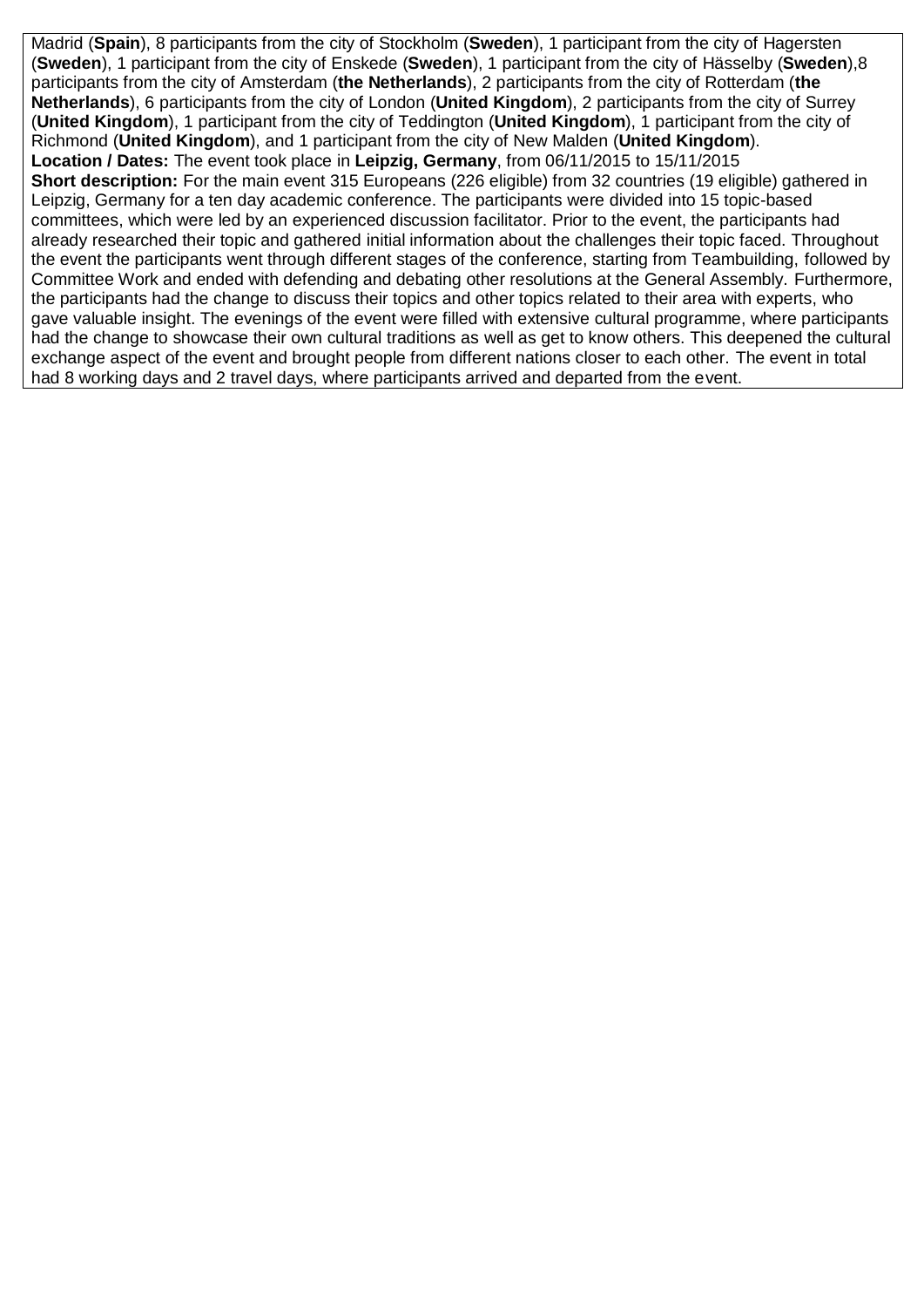Madrid (**Spain**), 8 participants from the city of Stockholm (**Sweden**), 1 participant from the city of Hagersten (**Sweden**), 1 participant from the city of Enskede (**Sweden**), 1 participant from the city of Hässelby (**Sweden**),8 participants from the city of Amsterdam (**the Netherlands**), 2 participants from the city of Rotterdam (**the Netherlands**), 6 participants from the city of London (**United Kingdom**), 2 participants from the city of Surrey (**United Kingdom**), 1 participant from the city of Teddington (**United Kingdom**), 1 participant from the city of Richmond (**United Kingdom**), and 1 participant from the city of New Malden (**United Kingdom**).

**Location / Dates:** The event took place in **Leipzig, Germany**, from 06/11/2015 to 15/11/2015

**Short description:** For the main event 315 Europeans (226 eligible) from 32 countries (19 eligible) gathered in Leipzig, Germany for a ten day academic conference. The participants were divided into 15 topic-based committees, which were led by an experienced discussion facilitator. Prior to the event, the participants had already researched their topic and gathered initial information about the challenges their topic faced. Throughout the event the participants went through different stages of the conference, starting from Teambuilding, followed by Committee Work and ended with defending and debating other resolutions at the General Assembly. Furthermore, the participants had the change to discuss their topics and other topics related to their area with experts, who gave valuable insight. The evenings of the event were filled with extensive cultural programme, where participants had the change to showcase their own cultural traditions as well as get to know others. This deepened the cultural exchange aspect of the event and brought people from different nations closer to each other. The event in total had 8 working days and 2 travel days, where participants arrived and departed from the event.